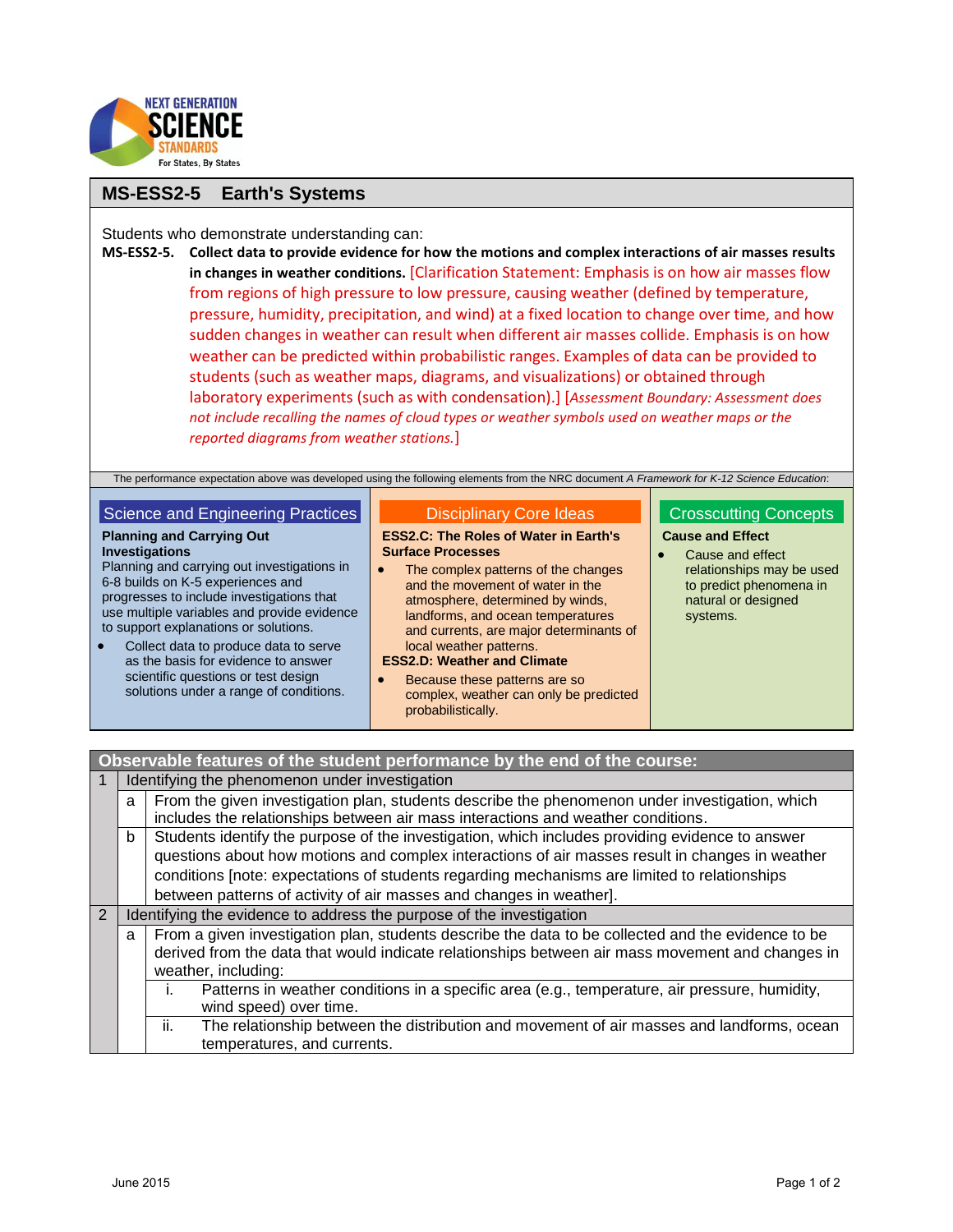NEXT GENERATION SCIENCE STANDARDS
For States, By States

## MS-ESS2-5 Earth's Systems

Students who demonstrate understanding can:

**MS-ESS2-5. Collect data to provide evidence for how the motions and complex interactions of air masses results in changes in weather conditions.** [Clarification Statement: Emphasis is on how air masses flow from regions of high pressure to low pressure, causing weather (defined by temperature, pressure, humidity, precipitation, and wind) at a fixed location to change over time, and how sudden changes in weather can result when different air masses collide. Emphasis is on how weather can be predicted within probabilistic ranges. Examples of data can be provided to students (such as weather maps, diagrams, and visualizations) or obtained through laboratory experiments (such as with condensation).] [*Assessment Boundary: Assessment does not include recalling the names of cloud types or weather symbols used on weather maps or the reported diagrams from weather stations.*]

The performance expectation above was developed using the following elements from the NRC document *A Framework for K-12 Science Education*:

### Science and Engineering Practices

**Planning and Carrying Out Investigations**

Planning and carrying out investigations in 6-8 builds on K-5 experiences and progresses to include investigations that use multiple variables and provide evidence to support explanations or solutions.

- Collect data to produce data to serve as the basis for evidence to answer scientific questions or test design solutions under a range of conditions.

### Disciplinary Core Ideas

**ESS2.C: The Roles of Water in Earth's Surface Processes**

- The complex patterns of the changes and the movement of water in the atmosphere, determined by winds, landforms, and ocean temperatures and currents, are major determinants of local weather patterns.

**ESS2.D: Weather and Climate**

- Because these patterns are so complex, weather can only be predicted probabilistically.

### Crosscutting Concepts

**Cause and Effect**

- Cause and effect relationships may be used to predict phenomena in natural or designed systems.

### Observable features of the student performance by the end of the course:

1. Identifying the phenomenon under investigation
   a. From the given investigation plan, students describe the phenomenon under investigation, which includes the relationships between air mass interactions and weather conditions.
   b. Students identify the purpose of the investigation, which includes providing evidence to answer questions about how motions and complex interactions of air masses result in changes in weather conditions [note: expectations of students regarding mechanisms are limited to relationships between patterns of activity of air masses and changes in weather].
2. Identifying the evidence to address the purpose of the investigation
   a. From a given investigation plan, students describe the data to be collected and the evidence to be derived from the data that would indicate relationships between air mass movement and changes in weather, including:
      i. Patterns in weather conditions in a specific area (e.g., temperature, air pressure, humidity, wind speed) over time.
      ii. The relationship between the distribution and movement of air masses and landforms, ocean temperatures, and currents.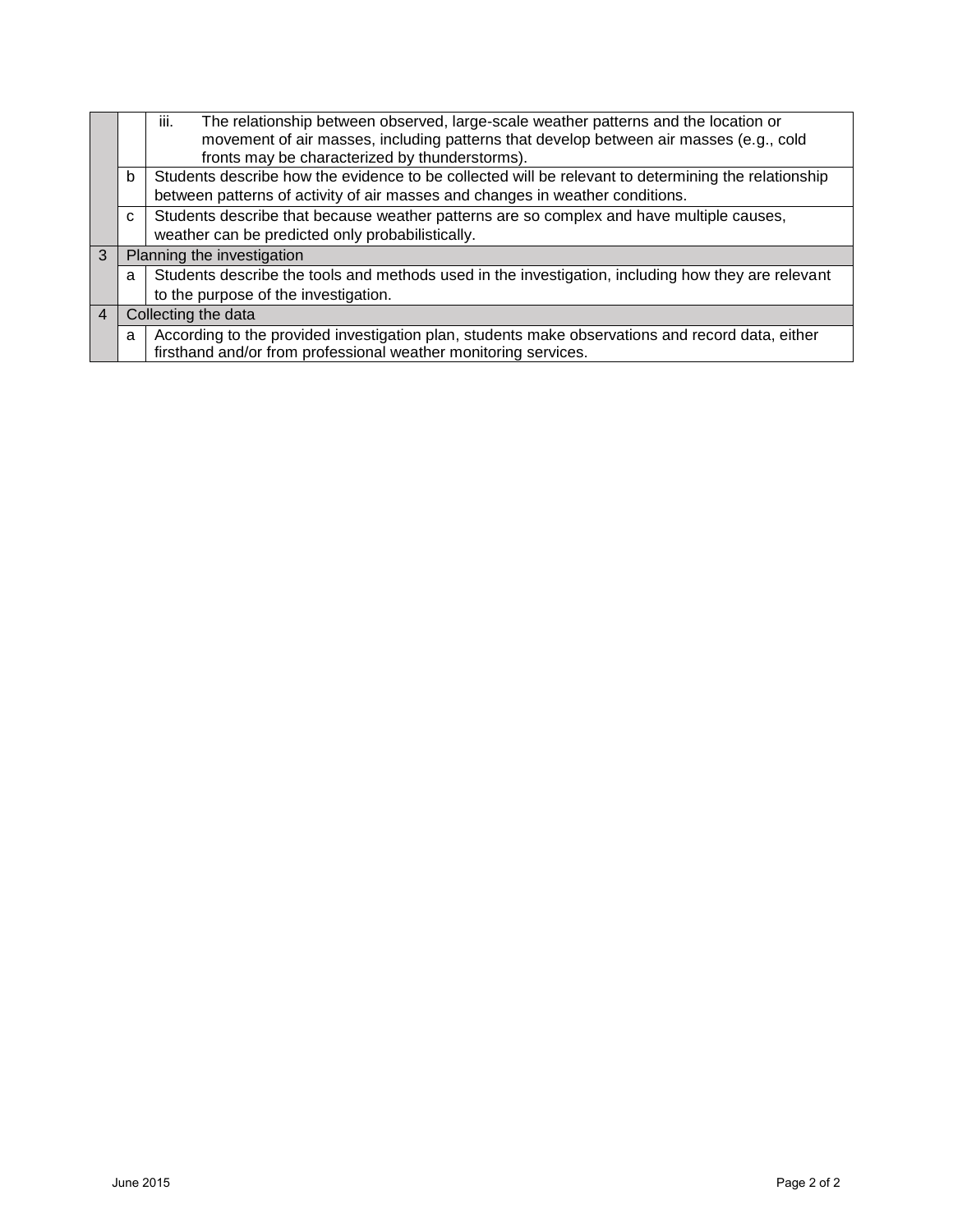| | | |
|---|---|---|
| | | iii. The relationship between observed, large-scale weather patterns and the location or movement of air masses, including patterns that develop between air masses (e.g., cold fronts may be characterized by thunderstorms). |
| | b | Students describe how the evidence to be collected will be relevant to determining the relationship between patterns of activity of air masses and changes in weather conditions. |
| | c | Students describe that because weather patterns are so complex and have multiple causes, weather can be predicted only probabilistically. |
| 3 | Planning the investigation | |
| | a | Students describe the tools and methods used in the investigation, including how they are relevant to the purpose of the investigation. |
| 4 | Collecting the data | |
| | a | According to the provided investigation plan, students make observations and record data, either firsthand and/or from professional weather monitoring services. |